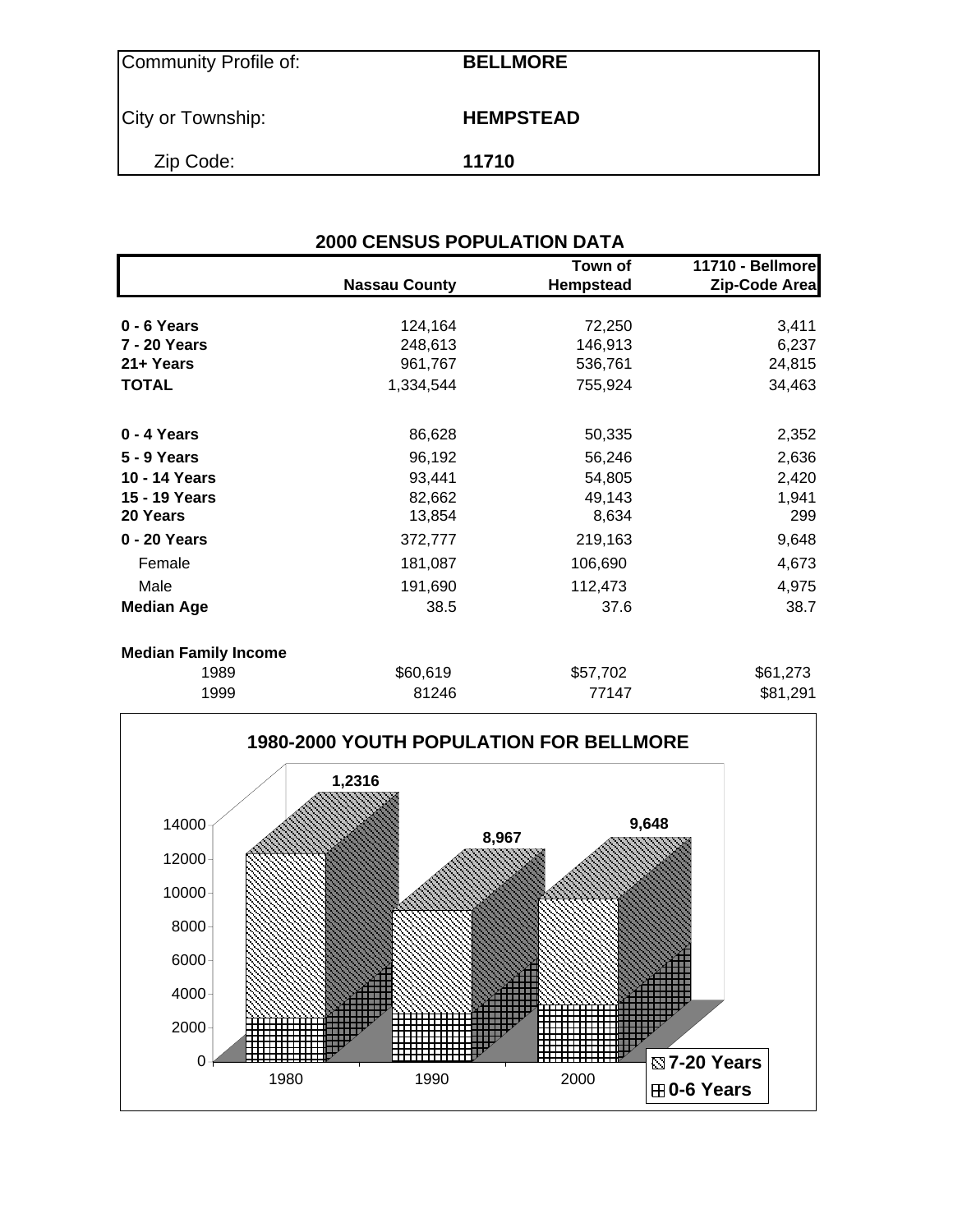| Community Profile of: | BELLMORE |
|---|---|
| City or Township: | HEMPSTEAD |
| Zip Code: | 11710 |

## 2000 CENSUS POPULATION DATA

| | Nassau County | Town of Hempstead | 11710 - Bellmore Zip-Code Area |
|---|---|---|---|
| **0 - 6 Years** | 124,164 | 72,250 | 3,411 |
| **7 - 20 Years** | 248,613 | 146,913 | 6,237 |
| **21+ Years** | 961,767 | 536,761 | 24,815 |
| **TOTAL** | 1,334,544 | 755,924 | 34,463 |
| | | | |
| **0 - 4 Years** | 86,628 | 50,335 | 2,352 |
| **5 - 9 Years** | 96,192 | 56,246 | 2,636 |
| **10 - 14 Years** | 93,441 | 54,805 | 2,420 |
| **15 - 19 Years** | 82,662 | 49,143 | 1,941 |
| **20 Years** | 13,854 | 8,634 | 299 |
| **0 - 20 Years** | 372,777 | 219,163 | 9,648 |
| Female | 181,087 | 106,690 | 4,673 |
| Male | 191,690 | 112,473 | 4,975 |
| **Median Age** | 38.5 | 37.6 | 38.7 |
| | | | |
| **Median Family Income** | | | |
| 1989 | $60,619 | $57,702 | $61,273 |
| 1999 | 81246 | 77147 | $81,291 |

**1980-2000 YOUTH POPULATION FOR BELLMORE**

| Year | Total (0-20 Years) |
|---|---|
| 1980 | 1,2316 |
| 1990 | 8,967 |
| 2000 | 9,648 |

Legend: 7-20 Years; 0-6 Years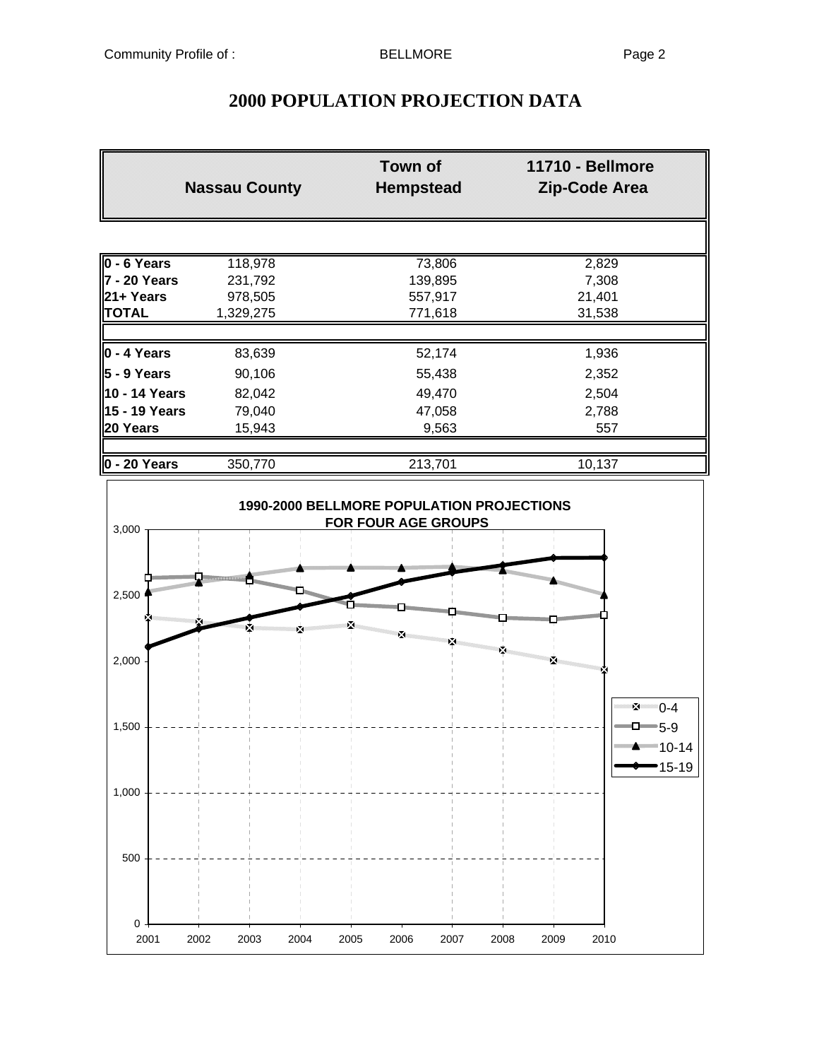# 2000 POPULATION PROJECTION DATA

| | Nassau County | Town of Hempstead | 11710 - Bellmore Zip-Code Area |
|---|---|---|---|
| **0 - 6 Years** | 118,978 | 73,806 | 2,829 |
| **7 - 20 Years** | 231,792 | 139,895 | 7,308 |
| **21+ Years** | 978,505 | 557,917 | 21,401 |
| **TOTAL** | 1,329,275 | 771,618 | 31,538 |
| | | | |
| **0 - 4 Years** | 83,639 | 52,174 | 1,936 |
| **5 - 9 Years** | 90,106 | 55,438 | 2,352 |
| **10 - 14 Years** | 82,042 | 49,470 | 2,504 |
| **15 - 19 Years** | 79,040 | 47,058 | 2,788 |
| **20 Years** | 15,943 | 9,563 | 557 |
| | | | |
| **0 - 20 Years** | 350,770 | 213,701 | 10,137 |

**1990-2000 BELLMORE POPULATION PROJECTIONS FOR FOUR AGE GROUPS**

Legend: 0-4, 5-9, 10-14, 15-19

Y-axis: 0, 500, 1,000, 1,500, 2,000, 2,500, 3,000

X-axis: 2001, 2002, 2003, 2004, 2005, 2006, 2007, 2008, 2009, 2010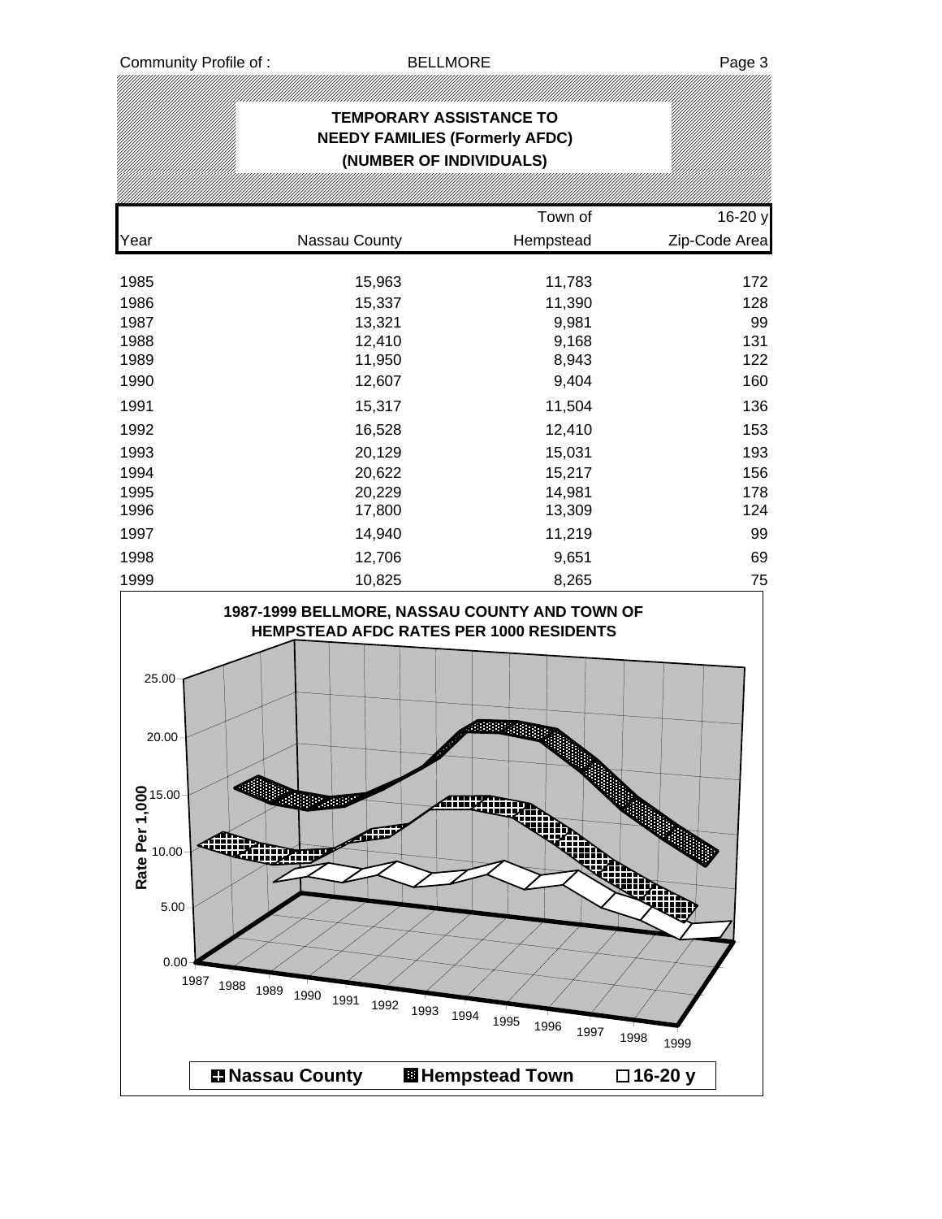## TEMPORARY ASSISTANCE TO NEEDY FAMILIES (Formerly AFDC) (NUMBER OF INDIVIDUALS)

| Year | Nassau County | Town of Hempstead | 16-20 y Zip-Code Area |
|---|---|---|---|
| 1985 | 15,963 | 11,783 | 172 |
| 1986 | 15,337 | 11,390 | 128 |
| 1987 | 13,321 | 9,981 | 99 |
| 1988 | 12,410 | 9,168 | 131 |
| 1989 | 11,950 | 8,943 | 122 |
| 1990 | 12,607 | 9,404 | 160 |
| 1991 | 15,317 | 11,504 | 136 |
| 1992 | 16,528 | 12,410 | 153 |
| 1993 | 20,129 | 15,031 | 193 |
| 1994 | 20,622 | 15,217 | 156 |
| 1995 | 20,229 | 14,981 | 178 |
| 1996 | 17,800 | 13,309 | 124 |
| 1997 | 14,940 | 11,219 | 99 |
| 1998 | 12,706 | 9,651 | 69 |
| 1999 | 10,825 | 8,265 | 75 |

**1987-1999 BELLMORE, NASSAU COUNTY AND TOWN OF HEMPSTEAD AFDC RATES PER 1000 RESIDENTS**

Rate Per 1,000 (0.00–25.00); Years 1987–1999

Legend: Nassau County, Hempstead Town, 16-20 y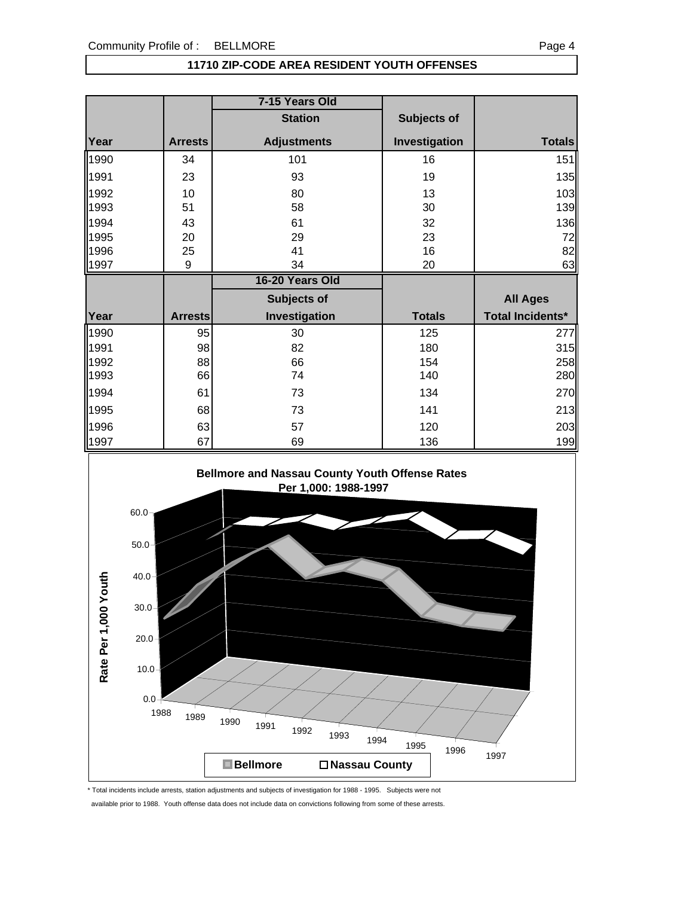## 11710 ZIP-CODE AREA RESIDENT YOUTH OFFENSES

| | | 7-15 Years Old | | |
|---|---|---|---|---|
| | | Station | Subjects of | |
| Year | Arrests | Adjustments | Investigation | Totals |
| 1990 | 34 | 101 | 16 | 151 |
| 1991 | 23 | 93 | 19 | 135 |
| 1992 | 10 | 80 | 13 | 103 |
| 1993 | 51 | 58 | 30 | 139 |
| 1994 | 43 | 61 | 32 | 136 |
| 1995 | 20 | 29 | 23 | 72 |
| 1996 | 25 | 41 | 16 | 82 |
| 1997 | 9 | 34 | 20 | 63 |

| | | 16-20 Years Old | | |
|---|---|---|---|---|
| | | Subjects of | | All Ages |
| Year | Arrests | Investigation | Totals | Total Incidents* |
| 1990 | 95 | 30 | 125 | 277 |
| 1991 | 98 | 82 | 180 | 315 |
| 1992 | 88 | 66 | 154 | 258 |
| 1993 | 66 | 74 | 140 | 280 |
| 1994 | 61 | 73 | 134 | 270 |
| 1995 | 68 | 73 | 141 | 213 |
| 1996 | 63 | 57 | 120 | 203 |
| 1997 | 67 | 69 | 136 | 199 |

**Bellmore and Nassau County Youth Offense Rates Per 1,000: 1988-1997**

Rate Per 1,000 Youth

Bellmore / Nassau County

\* Total incidents include arrests, station adjustments and subjects of investigation for 1988 - 1995. Subjects were not available prior to 1988. Youth offense data does not include data on convictions following from some of these arrests.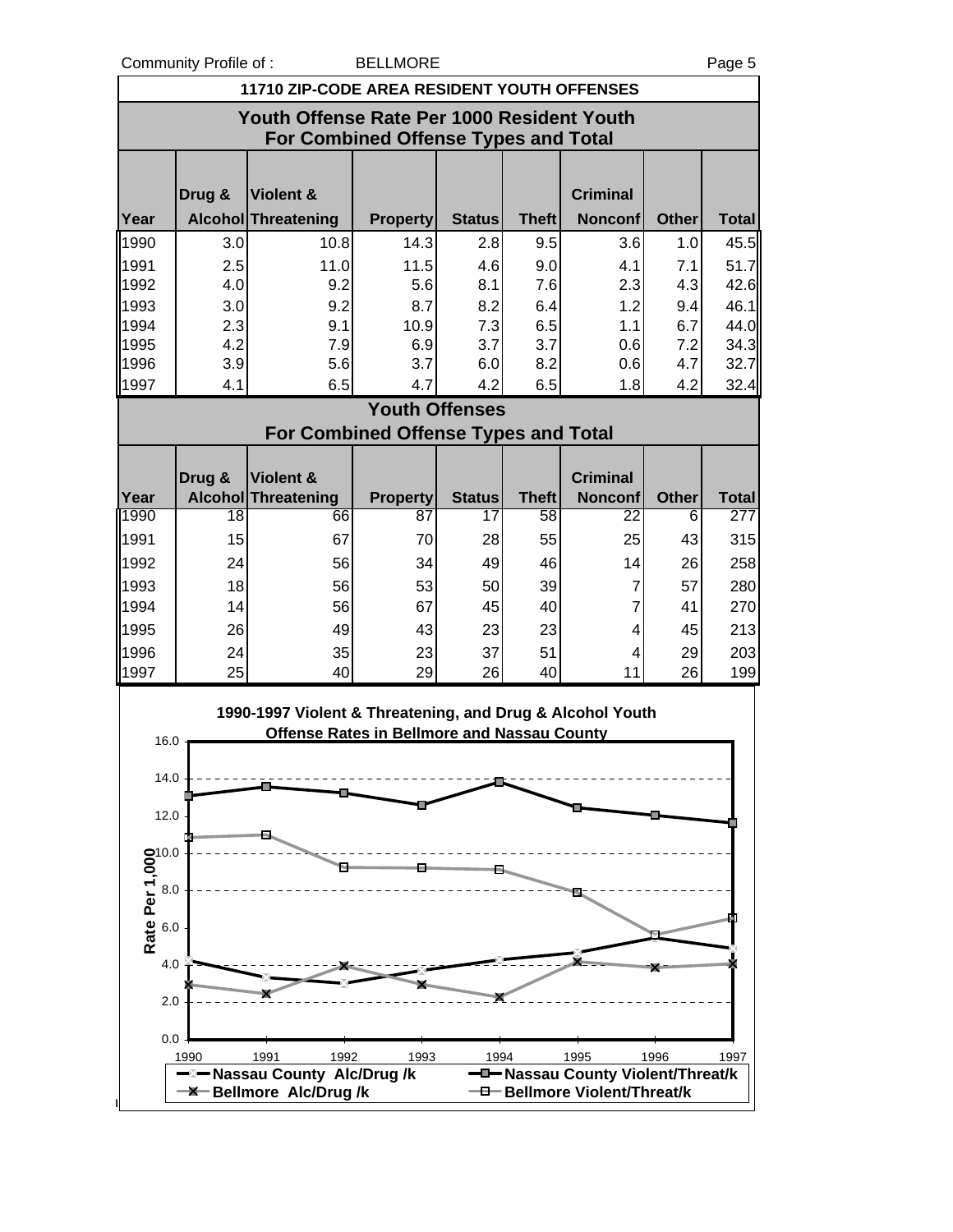Community Profile of : BELLMORE

## 11710 ZIP-CODE AREA RESIDENT YOUTH OFFENSES

### Youth Offense Rate Per 1000 Resident Youth For Combined Offense Types and Total

| Year | Drug & Alcohol | Violent & Threatening | Property | Status | Theft | Criminal Nonconf | Other | Total |
|---|---|---|---|---|---|---|---|---|
| 1990 | 3.0 | 10.8 | 14.3 | 2.8 | 9.5 | 3.6 | 1.0 | 45.5 |
| 1991 | 2.5 | 11.0 | 11.5 | 4.6 | 9.0 | 4.1 | 7.1 | 51.7 |
| 1992 | 4.0 | 9.2 | 5.6 | 8.1 | 7.6 | 2.3 | 4.3 | 42.6 |
| 1993 | 3.0 | 9.2 | 8.7 | 8.2 | 6.4 | 1.2 | 9.4 | 46.1 |
| 1994 | 2.3 | 9.1 | 10.9 | 7.3 | 6.5 | 1.1 | 6.7 | 44.0 |
| 1995 | 4.2 | 7.9 | 6.9 | 3.7 | 3.7 | 0.6 | 7.2 | 34.3 |
| 1996 | 3.9 | 5.6 | 3.7 | 6.0 | 8.2 | 0.6 | 4.7 | 32.7 |
| 1997 | 4.1 | 6.5 | 4.7 | 4.2 | 6.5 | 1.8 | 4.2 | 32.4 |

### Youth Offenses For Combined Offense Types and Total

| Year | Drug & Alcohol | Violent & Threatening | Property | Status | Theft | Criminal Nonconf | Other | Total |
|---|---|---|---|---|---|---|---|---|
| 1990 | 18 | 66 | 87 | 17 | 58 | 22 | 6 | 277 |
| 1991 | 15 | 67 | 70 | 28 | 55 | 25 | 43 | 315 |
| 1992 | 24 | 56 | 34 | 49 | 46 | 14 | 26 | 258 |
| 1993 | 18 | 56 | 53 | 50 | 39 | 7 | 57 | 280 |
| 1994 | 14 | 56 | 67 | 45 | 40 | 7 | 41 | 270 |
| 1995 | 26 | 49 | 43 | 23 | 23 | 4 | 45 | 213 |
| 1996 | 24 | 35 | 23 | 37 | 51 | 4 | 29 | 203 |
| 1997 | 25 | 40 | 29 | 26 | 40 | 11 | 26 | 199 |

**1990-1997 Violent & Threatening, and Drug & Alcohol Youth Offense Rates in Bellmore and Nassau County**

Rate Per 1,000 (0.0 – 16.0), years 1990–1997

Legend: Nassau County Alc/Drug /k; Nassau County Violent/Threat/k; Bellmore Alc/Drug /k; Bellmore Violent/Threat/k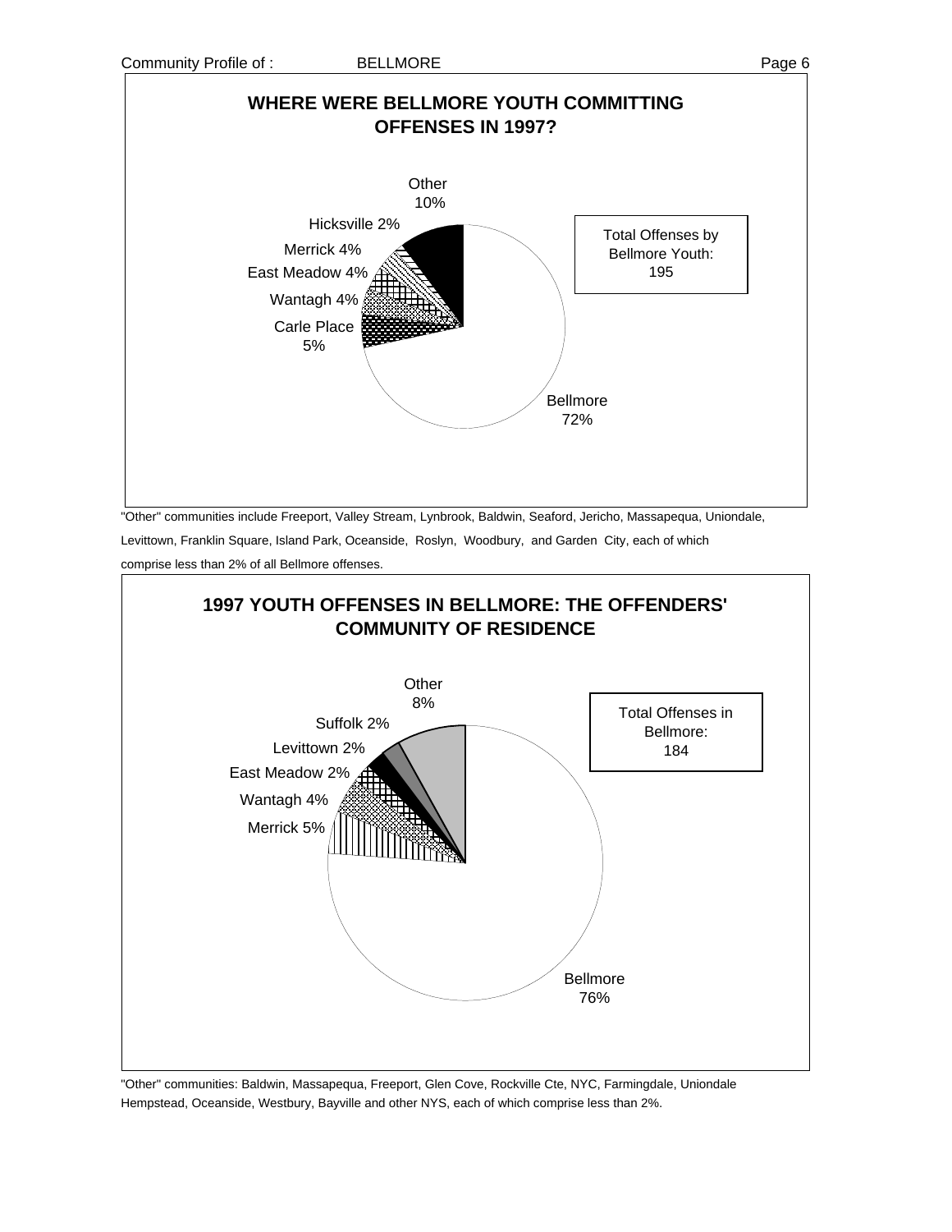## WHERE WERE BELLMORE YOUTH COMMITTING OFFENSES IN 1997?

Other 10%

Hicksville 2%

Merrick 4%

East Meadow 4%

Wantagh 4%

Carle Place 5%

Bellmore 72%

Total Offenses by Bellmore Youth: 195

"Other" communities include Freeport, Valley Stream, Lynbrook, Baldwin, Seaford, Jericho, Massapequa, Uniondale, Levittown, Franklin Square, Island Park, Oceanside, Roslyn, Woodbury, and Garden City, each of which comprise less than 2% of all Bellmore offenses.

## 1997 YOUTH OFFENSES IN BELLMORE: THE OFFENDERS' COMMUNITY OF RESIDENCE

Other 8%

Suffolk 2%

Levittown 2%

East Meadow 2%

Wantagh 4%

Merrick 5%

Bellmore 76%

Total Offenses in Bellmore: 184

"Other" communities: Baldwin, Massapequa, Freeport, Glen Cove, Rockville Cte, NYC, Farmingdale, Uniondale Hempstead, Oceanside, Westbury, Bayville and other NYS, each of which comprise less than 2%.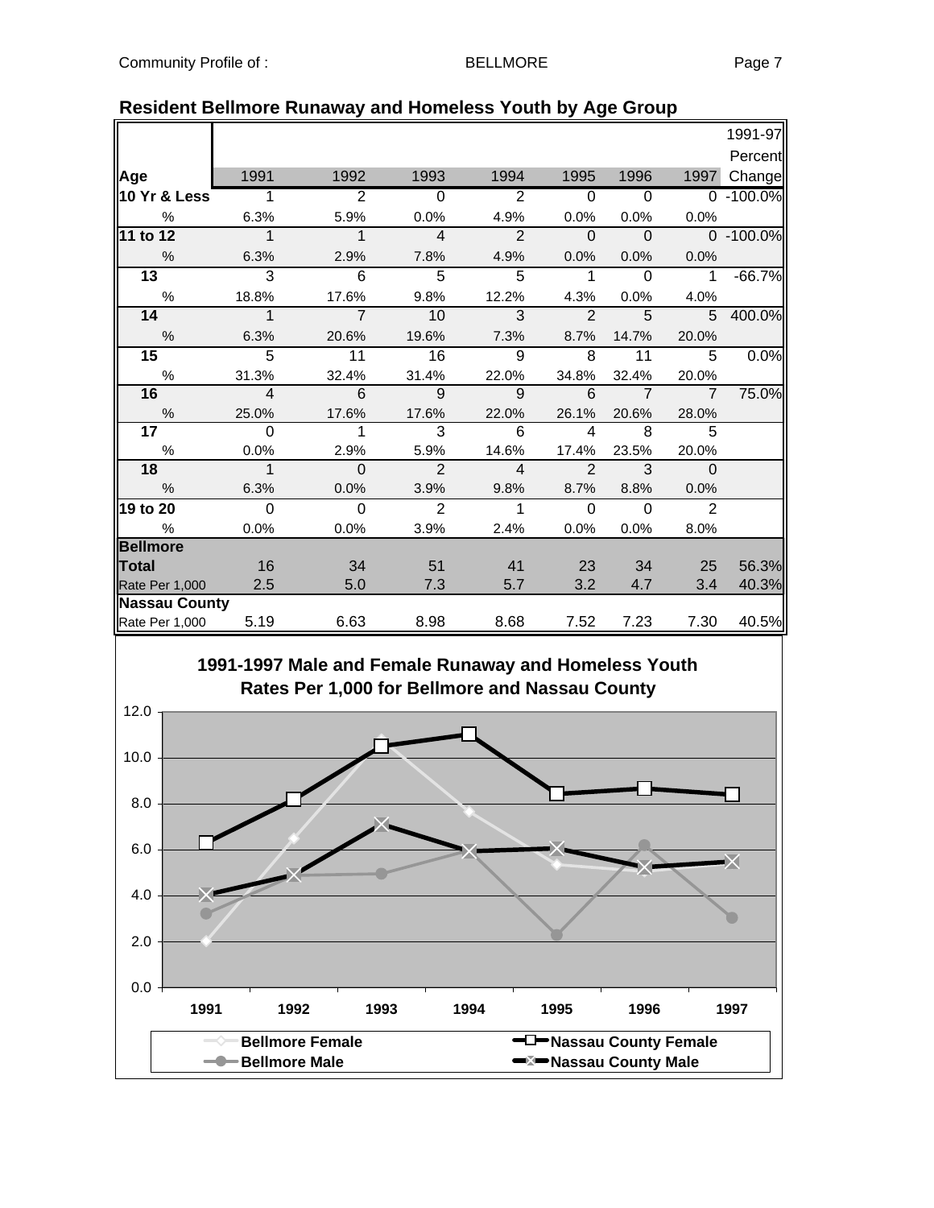## Resident Bellmore Runaway and Homeless Youth by Age Group

| Age | 1991 | 1992 | 1993 | 1994 | 1995 | 1996 | 1997 | 1991-97 Percent Change |
|---|---|---|---|---|---|---|---|---|
| **10 Yr & Less** | 1 | 2 | 0 | 2 | 0 | 0 | 0 | -100.0% |
| % | 6.3% | 5.9% | 0.0% | 4.9% | 0.0% | 0.0% | 0.0% | |
| **11 to 12** | 1 | 1 | 4 | 2 | 0 | 0 | 0 | -100.0% |
| % | 6.3% | 2.9% | 7.8% | 4.9% | 0.0% | 0.0% | 0.0% | |
| **13** | 3 | 6 | 5 | 5 | 1 | 0 | 1 | -66.7% |
| % | 18.8% | 17.6% | 9.8% | 12.2% | 4.3% | 0.0% | 4.0% | |
| **14** | 1 | 7 | 10 | 3 | 2 | 5 | 5 | 400.0% |
| % | 6.3% | 20.6% | 19.6% | 7.3% | 8.7% | 14.7% | 20.0% | |
| **15** | 5 | 11 | 16 | 9 | 8 | 11 | 5 | 0.0% |
| % | 31.3% | 32.4% | 31.4% | 22.0% | 34.8% | 32.4% | 20.0% | |
| **16** | 4 | 6 | 9 | 9 | 6 | 7 | 7 | 75.0% |
| % | 25.0% | 17.6% | 17.6% | 22.0% | 26.1% | 20.6% | 28.0% | |
| **17** | 0 | 1 | 3 | 6 | 4 | 8 | 5 | |
| % | 0.0% | 2.9% | 5.9% | 14.6% | 17.4% | 23.5% | 20.0% | |
| **18** | 1 | 0 | 2 | 4 | 2 | 3 | 0 | |
| % | 6.3% | 0.0% | 3.9% | 9.8% | 8.7% | 8.8% | 0.0% | |
| **19 to 20** | 0 | 0 | 2 | 1 | 0 | 0 | 2 | |
| % | 0.0% | 0.0% | 3.9% | 2.4% | 0.0% | 0.0% | 8.0% | |
| **Bellmore** | | | | | | | | |
| **Total** | 16 | 34 | 51 | 41 | 23 | 34 | 25 | 56.3% |
| Rate Per 1,000 | 2.5 | 5.0 | 7.3 | 5.7 | 3.2 | 4.7 | 3.4 | 40.3% |
| **Nassau County** | | | | | | | | |
| Rate Per 1,000 | 5.19 | 6.63 | 8.98 | 8.68 | 7.52 | 7.23 | 7.30 | 40.5% |

### 1991-1997 Male and Female Runaway and Homeless Youth Rates Per 1,000 for Bellmore and Nassau County

Legend: Bellmore Female; Bellmore Male; Nassau County Female; Nassau County Male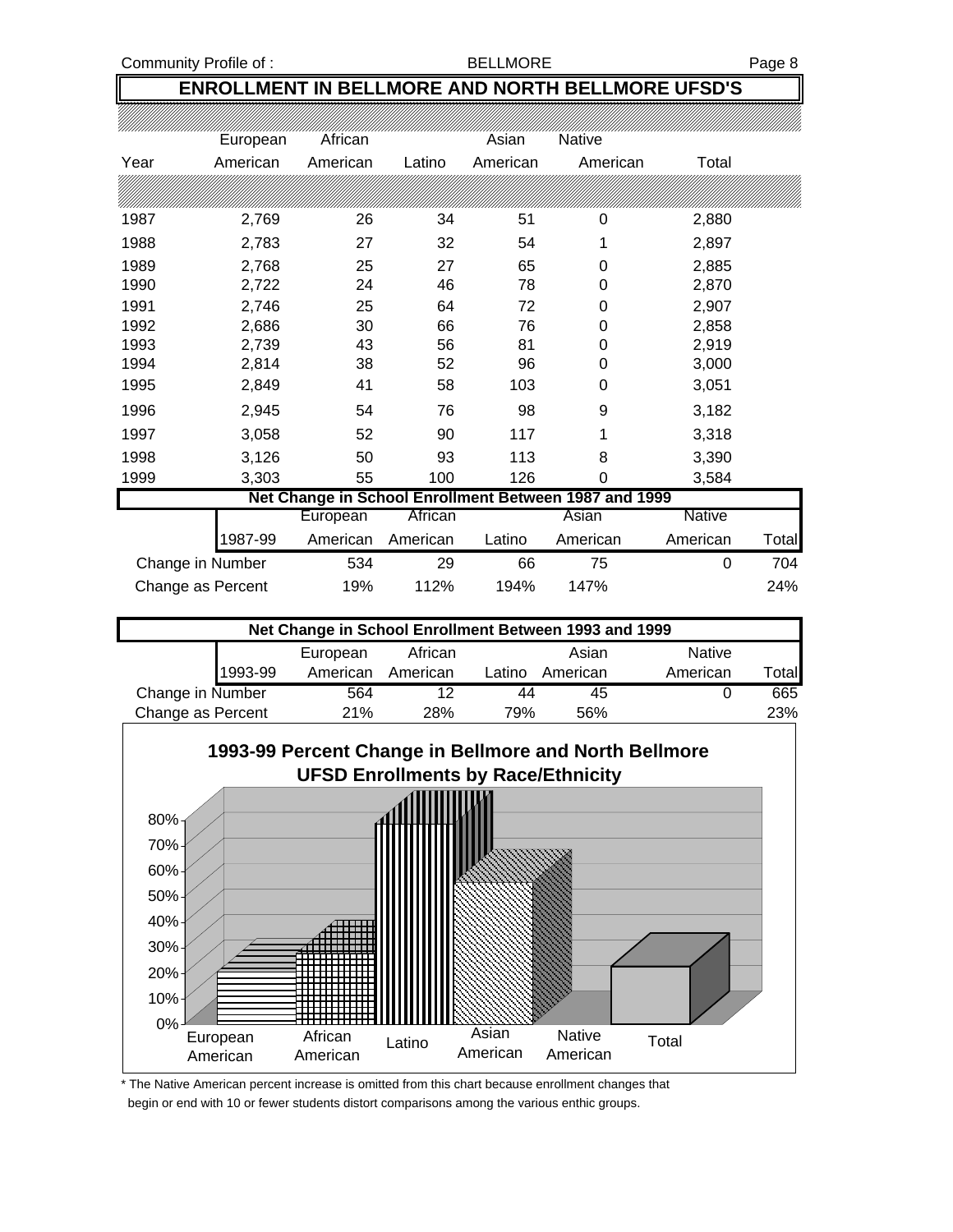## ENROLLMENT IN BELLMORE AND NORTH BELLMORE UFSD'S

| Year | European American | African American | Latino | Asian American | Native American | Total |
|---|---|---|---|---|---|---|
| 1987 | 2,769 | 26 | 34 | 51 | 0 | 2,880 |
| 1988 | 2,783 | 27 | 32 | 54 | 1 | 2,897 |
| 1989 | 2,768 | 25 | 27 | 65 | 0 | 2,885 |
| 1990 | 2,722 | 24 | 46 | 78 | 0 | 2,870 |
| 1991 | 2,746 | 25 | 64 | 72 | 0 | 2,907 |
| 1992 | 2,686 | 30 | 66 | 76 | 0 | 2,858 |
| 1993 | 2,739 | 43 | 56 | 81 | 0 | 2,919 |
| 1994 | 2,814 | 38 | 52 | 96 | 0 | 3,000 |
| 1995 | 2,849 | 41 | 58 | 103 | 0 | 3,051 |
| 1996 | 2,945 | 54 | 76 | 98 | 9 | 3,182 |
| 1997 | 3,058 | 52 | 90 | 117 | 1 | 3,318 |
| 1998 | 3,126 | 50 | 93 | 113 | 8 | 3,390 |
| 1999 | 3,303 | 55 | 100 | 126 | 0 | 3,584 |

**Net Change in School Enrollment Between 1987 and 1999**

| 1987-99 | European American | African American | Latino | Asian American | Native American | Total |
|---|---|---|---|---|---|---|
| Change in Number | 534 | 29 | 66 | 75 | 0 | 704 |
| Change as Percent | 19% | 112% | 194% | 147% | | 24% |

**Net Change in School Enrollment Between 1993 and 1999**

| 1993-99 | European American | African American | Latino | Asian American | Native American | Total |
|---|---|---|---|---|---|---|
| Change in Number | 564 | 12 | 44 | 45 | 0 | 665 |
| Change as Percent | 21% | 28% | 79% | 56% | | 23% |

**1993-99 Percent Change in Bellmore and North Bellmore UFSD Enrollments by Race/Ethnicity**

\* The Native American percent increase is omitted from this chart because enrollment changes that begin or end with 10 or fewer students distort comparisons among the various enthic groups.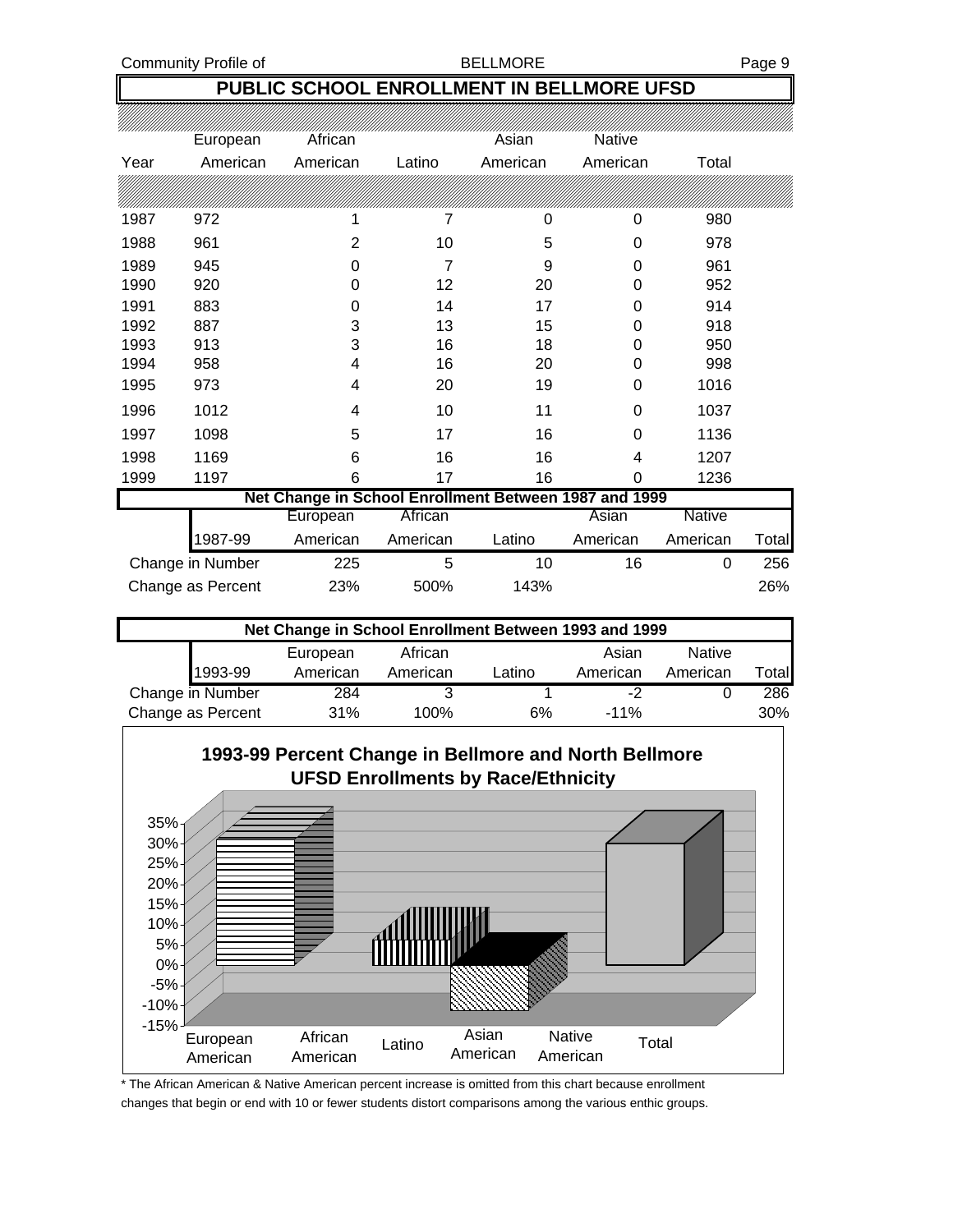# PUBLIC SCHOOL ENROLLMENT IN BELLMORE UFSD

| Year | European American | African American | Latino | Asian American | Native American | Total |
|---|---|---|---|---|---|---|
| 1987 | 972 | 1 | 7 | 0 | 0 | 980 |
| 1988 | 961 | 2 | 10 | 5 | 0 | 978 |
| 1989 | 945 | 0 | 7 | 9 | 0 | 961 |
| 1990 | 920 | 0 | 12 | 20 | 0 | 952 |
| 1991 | 883 | 0 | 14 | 17 | 0 | 914 |
| 1992 | 887 | 3 | 13 | 15 | 0 | 918 |
| 1993 | 913 | 3 | 16 | 18 | 0 | 950 |
| 1994 | 958 | 4 | 16 | 20 | 0 | 998 |
| 1995 | 973 | 4 | 20 | 19 | 0 | 1016 |
| 1996 | 1012 | 4 | 10 | 11 | 0 | 1037 |
| 1997 | 1098 | 5 | 17 | 16 | 0 | 1136 |
| 1998 | 1169 | 6 | 16 | 16 | 4 | 1207 |
| 1999 | 1197 | 6 | 17 | 16 | 0 | 1236 |

**Net Change in School Enrollment Between 1987 and 1999**

| 1987-99 | European American | African American | Latino | Asian American | Native American | Total |
|---|---|---|---|---|---|---|
| Change in Number | 225 | 5 | 10 | 16 | 0 | 256 |
| Change as Percent | 23% | 500% | 143% | | | 26% |

**Net Change in School Enrollment Between 1993 and 1999**

| 1993-99 | European American | African American | Latino | Asian American | Native American | Total |
|---|---|---|---|---|---|---|
| Change in Number | 284 | 3 | 1 | -2 | 0 | 286 |
| Change as Percent | 31% | 100% | 6% | -11% | | 30% |

**1993-99 Percent Change in Bellmore and North Bellmore UFSD Enrollments by Race/Ethnicity**

\* The African American & Native American percent increase is omitted from this chart because enrollment changes that begin or end with 10 or fewer students distort comparisons among the various enthic groups.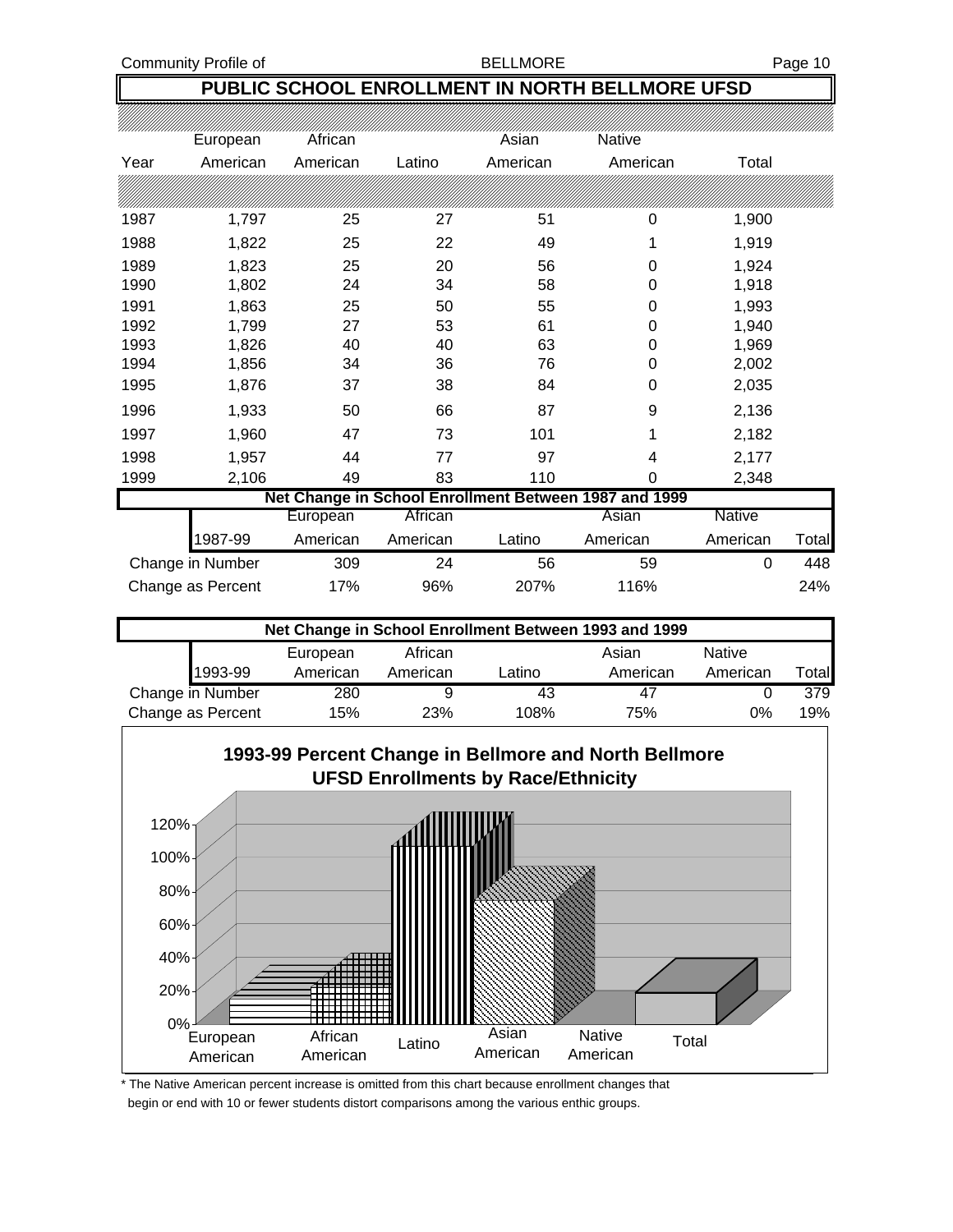## PUBLIC SCHOOL ENROLLMENT IN NORTH BELLMORE UFSD

| Year | European American | African American | Latino | Asian American | Native American | Total |
|---|---|---|---|---|---|---|
| 1987 | 1,797 | 25 | 27 | 51 | 0 | 1,900 |
| 1988 | 1,822 | 25 | 22 | 49 | 1 | 1,919 |
| 1989 | 1,823 | 25 | 20 | 56 | 0 | 1,924 |
| 1990 | 1,802 | 24 | 34 | 58 | 0 | 1,918 |
| 1991 | 1,863 | 25 | 50 | 55 | 0 | 1,993 |
| 1992 | 1,799 | 27 | 53 | 61 | 0 | 1,940 |
| 1993 | 1,826 | 40 | 40 | 63 | 0 | 1,969 |
| 1994 | 1,856 | 34 | 36 | 76 | 0 | 2,002 |
| 1995 | 1,876 | 37 | 38 | 84 | 0 | 2,035 |
| 1996 | 1,933 | 50 | 66 | 87 | 9 | 2,136 |
| 1997 | 1,960 | 47 | 73 | 101 | 1 | 2,182 |
| 1998 | 1,957 | 44 | 77 | 97 | 4 | 2,177 |
| 1999 | 2,106 | 49 | 83 | 110 | 0 | 2,348 |

### Net Change in School Enrollment Between 1987 and 1999

| 1987-99 | European American | African American | Latino | Asian American | Native American | Total |
|---|---|---|---|---|---|---|
| Change in Number | 309 | 24 | 56 | 59 | 0 | 448 |
| Change as Percent | 17% | 96% | 207% | 116% | | 24% |

### Net Change in School Enrollment Between 1993 and 1999

| 1993-99 | European American | African American | Latino | Asian American | Native American | Total |
|---|---|---|---|---|---|---|
| Change in Number | 280 | 9 | 43 | 47 | 0 | 379 |
| Change as Percent | 15% | 23% | 108% | 75% | 0% | 19% |

### 1993-99 Percent Change in Bellmore and North Bellmore UFSD Enrollments by Race/Ethnicity

\* The Native American percent increase is omitted from this chart because enrollment changes that begin or end with 10 or fewer students distort comparisons among the various enthic groups.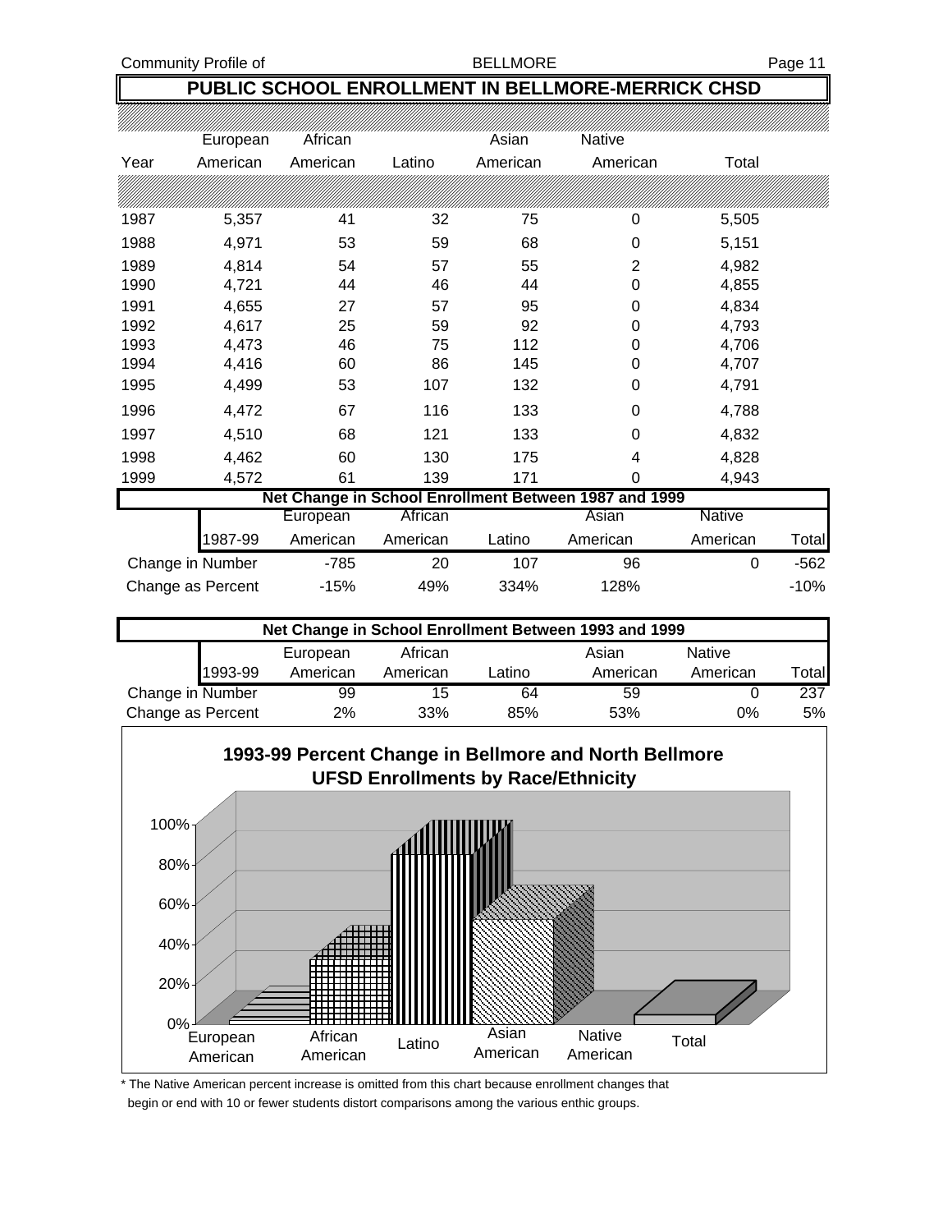# PUBLIC SCHOOL ENROLLMENT IN BELLMORE-MERRICK CHSD

| Year | European American | African American | Latino | Asian American | Native American | Total |
|---|---|---|---|---|---|---|
| 1987 | 5,357 | 41 | 32 | 75 | 0 | 5,505 |
| 1988 | 4,971 | 53 | 59 | 68 | 0 | 5,151 |
| 1989 | 4,814 | 54 | 57 | 55 | 2 | 4,982 |
| 1990 | 4,721 | 44 | 46 | 44 | 0 | 4,855 |
| 1991 | 4,655 | 27 | 57 | 95 | 0 | 4,834 |
| 1992 | 4,617 | 25 | 59 | 92 | 0 | 4,793 |
| 1993 | 4,473 | 46 | 75 | 112 | 0 | 4,706 |
| 1994 | 4,416 | 60 | 86 | 145 | 0 | 4,707 |
| 1995 | 4,499 | 53 | 107 | 132 | 0 | 4,791 |
| 1996 | 4,472 | 67 | 116 | 133 | 0 | 4,788 |
| 1997 | 4,510 | 68 | 121 | 133 | 0 | 4,832 |
| 1998 | 4,462 | 60 | 130 | 175 | 4 | 4,828 |
| 1999 | 4,572 | 61 | 139 | 171 | 0 | 4,943 |

**Net Change in School Enrollment Between 1987 and 1999**

| 1987-99 | European American | African American | Latino | Asian American | Native American | Total |
|---|---|---|---|---|---|---|
| Change in Number | -785 | 20 | 107 | 96 | 0 | -562 |
| Change as Percent | -15% | 49% | 334% | 128% | | -10% |

**Net Change in School Enrollment Between 1993 and 1999**

| 1993-99 | European American | African American | Latino | Asian American | Native American | Total |
|---|---|---|---|---|---|---|
| Change in Number | 99 | 15 | 64 | 59 | 0 | 237 |
| Change as Percent | 2% | 33% | 85% | 53% | 0% | 5% |

**1993-99 Percent Change in Bellmore and North Bellmore UFSD Enrollments by Race/Ethnicity**

\* The Native American percent increase is omitted from this chart because enrollment changes that begin or end with 10 or fewer students distort comparisons among the various enthic groups.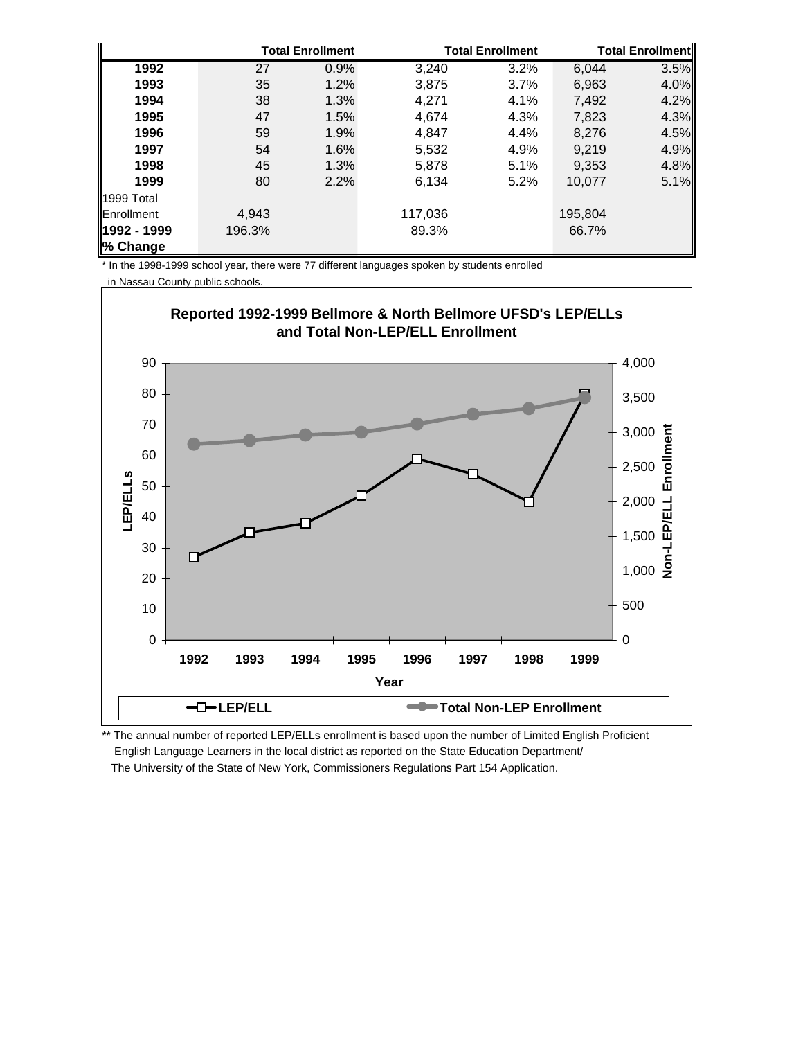| | | Total Enrollment | | Total Enrollment | | Total Enrollment |
|---|---|---|---|---|---|---|
| **1992** | 27 | 0.9% | 3,240 | 3.2% | 6,044 | 3.5% |
| **1993** | 35 | 1.2% | 3,875 | 3.7% | 6,963 | 4.0% |
| **1994** | 38 | 1.3% | 4,271 | 4.1% | 7,492 | 4.2% |
| **1995** | 47 | 1.5% | 4,674 | 4.3% | 7,823 | 4.3% |
| **1996** | 59 | 1.9% | 4,847 | 4.4% | 8,276 | 4.5% |
| **1997** | 54 | 1.6% | 5,532 | 4.9% | 9,219 | 4.9% |
| **1998** | 45 | 1.3% | 5,878 | 5.1% | 9,353 | 4.8% |
| **1999** | 80 | 2.2% | 6,134 | 5.2% | 10,077 | 5.1% |
| 1999 Total Enrollment | 4,943 | | 117,036 | | 195,804 | |
| **1992 - 1999 % Change** | 196.3% | | 89.3% | | 66.7% | |

\* In the 1998-1999 school year, there were 77 different languages spoken by students enrolled in Nassau County public schools.

**Reported 1992-1999 Bellmore & North Bellmore UFSD's LEP/ELLs and Total Non-LEP/ELL Enrollment**

| Year | LEP/ELL | Total Non-LEP Enrollment |
|---|---|---|
| 1992 | 27 | |
| 1993 | 35 | |
| 1994 | 38 | |
| 1995 | 47 | |
| 1996 | 59 | |
| 1997 | 54 | |
| 1998 | 45 | |
| 1999 | 80 | |

\*\* The annual number of reported LEP/ELLs enrollment is based upon the number of Limited English Proficient English Language Learners in the local district as reported on the State Education Department/ The University of the State of New York, Commissioners Regulations Part 154 Application.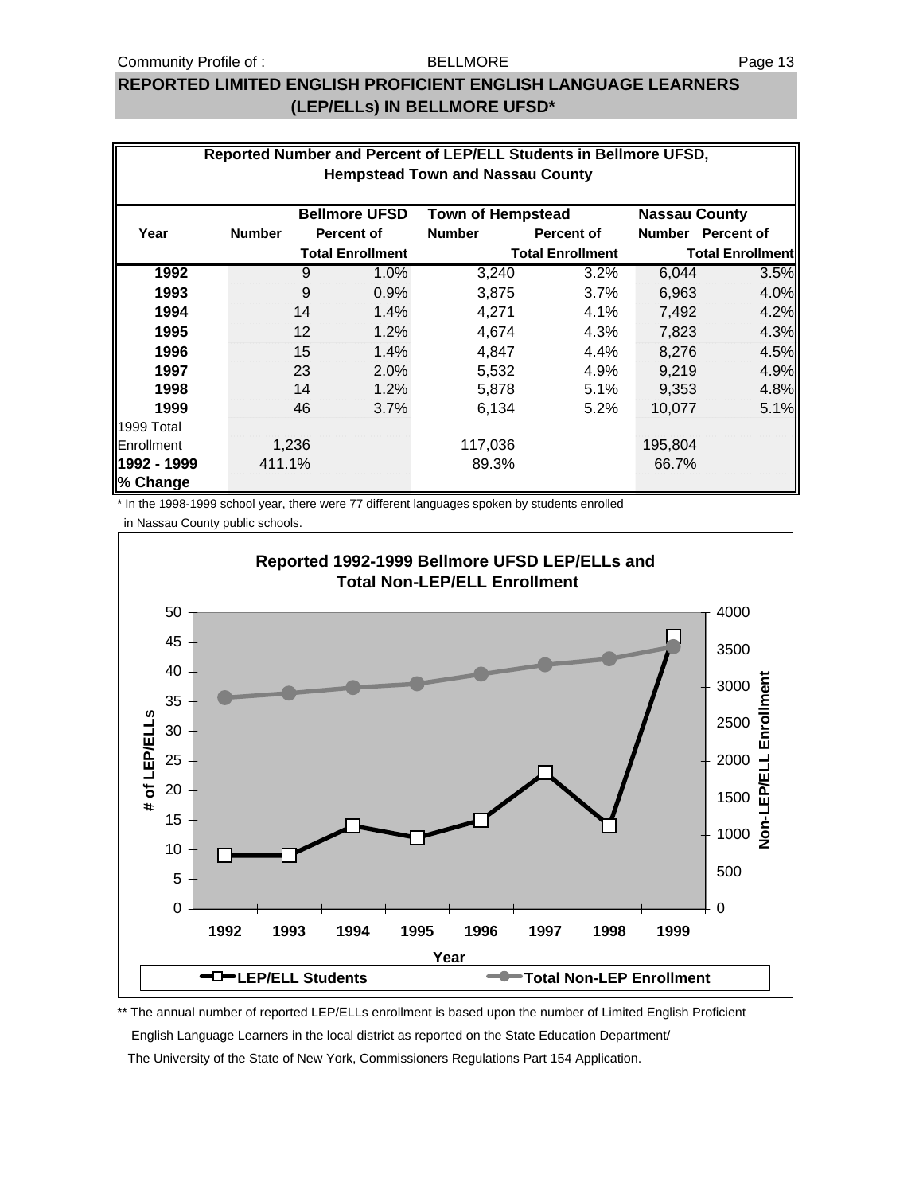# REPORTED LIMITED ENGLISH PROFICIENT ENGLISH LANGUAGE LEARNERS (LEP/ELLs) IN BELLMORE UFSD*

**Reported Number and Percent of LEP/ELL Students in Bellmore UFSD, Hempstead Town and Nassau County**

| Year | Bellmore UFSD Number | Bellmore UFSD Percent of Total Enrollment | Town of Hempstead Number | Town of Hempstead Percent of Total Enrollment | Nassau County Number | Nassau County Percent of Total Enrollment |
|---|---|---|---|---|---|---|
| **1992** | 9 | 1.0% | 3,240 | 3.2% | 6,044 | 3.5% |
| **1993** | 9 | 0.9% | 3,875 | 3.7% | 6,963 | 4.0% |
| **1994** | 14 | 1.4% | 4,271 | 4.1% | 7,492 | 4.2% |
| **1995** | 12 | 1.2% | 4,674 | 4.3% | 7,823 | 4.3% |
| **1996** | 15 | 1.4% | 4,847 | 4.4% | 8,276 | 4.5% |
| **1997** | 23 | 2.0% | 5,532 | 4.9% | 9,219 | 4.9% |
| **1998** | 14 | 1.2% | 5,878 | 5.1% | 9,353 | 4.8% |
| **1999** | 46 | 3.7% | 6,134 | 5.2% | 10,077 | 5.1% |
| 1999 Total Enrollment | 1,236 | | 117,036 | | 195,804 | |
| **1992 - 1999 % Change** | 411.1% | | 89.3% | | 66.7% | |

\* In the 1998-1999 school year, there were 77 different languages spoken by students enrolled in Nassau County public schools.

**Reported 1992-1999 Bellmore UFSD LEP/ELLs and Total Non-LEP/ELL Enrollment**

\*\* The annual number of reported LEP/ELLs enrollment is based upon the number of Limited English Proficient English Language Learners in the local district as reported on the State Education Department/ The University of the State of New York, Commissioners Regulations Part 154 Application.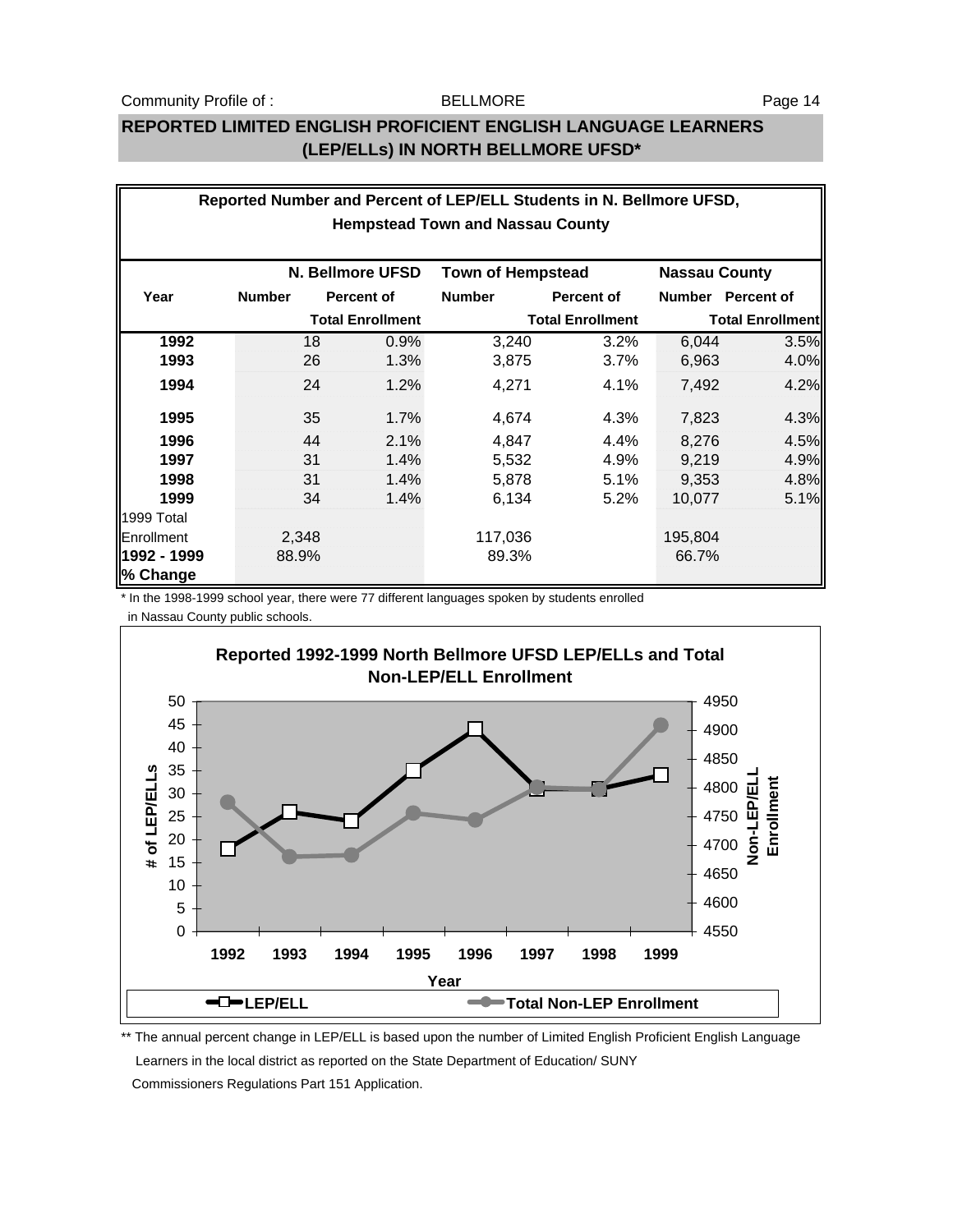## REPORTED LIMITED ENGLISH PROFICIENT ENGLISH LANGUAGE LEARNERS (LEP/ELLs) IN NORTH BELLMORE UFSD*

**Reported Number and Percent of LEP/ELL Students in N. Bellmore UFSD, Hempstead Town and Nassau County**

| Year | N. Bellmore UFSD | | Town of Hempstead | | Nassau County | |
|---|---|---|---|---|---|---|
| | Number | Percent of Total Enrollment | Number | Percent of Total Enrollment | Number | Percent of Total Enrollment |
| **1992** | 18 | 0.9% | 3,240 | 3.2% | 6,044 | 3.5% |
| **1993** | 26 | 1.3% | 3,875 | 3.7% | 6,963 | 4.0% |
| **1994** | 24 | 1.2% | 4,271 | 4.1% | 7,492 | 4.2% |
| **1995** | 35 | 1.7% | 4,674 | 4.3% | 7,823 | 4.3% |
| **1996** | 44 | 2.1% | 4,847 | 4.4% | 8,276 | 4.5% |
| **1997** | 31 | 1.4% | 5,532 | 4.9% | 9,219 | 4.9% |
| **1998** | 31 | 1.4% | 5,878 | 5.1% | 9,353 | 4.8% |
| **1999** | 34 | 1.4% | 6,134 | 5.2% | 10,077 | 5.1% |
| 1999 Total Enrollment | 2,348 | | 117,036 | | 195,804 | |
| **1992 - 1999 % Change** | 88.9% | | 89.3% | | 66.7% | |

\* In the 1998-1999 school year, there were 77 different languages spoken by students enrolled in Nassau County public schools.

**Reported 1992-1999 North Bellmore UFSD LEP/ELLs and Total Non-LEP/ELL Enrollment**

\*\* The annual percent change in LEP/ELL is based upon the number of Limited English Proficient English Language Learners in the local district as reported on the State Department of Education/ SUNY Commissioners Regulations Part 151 Application.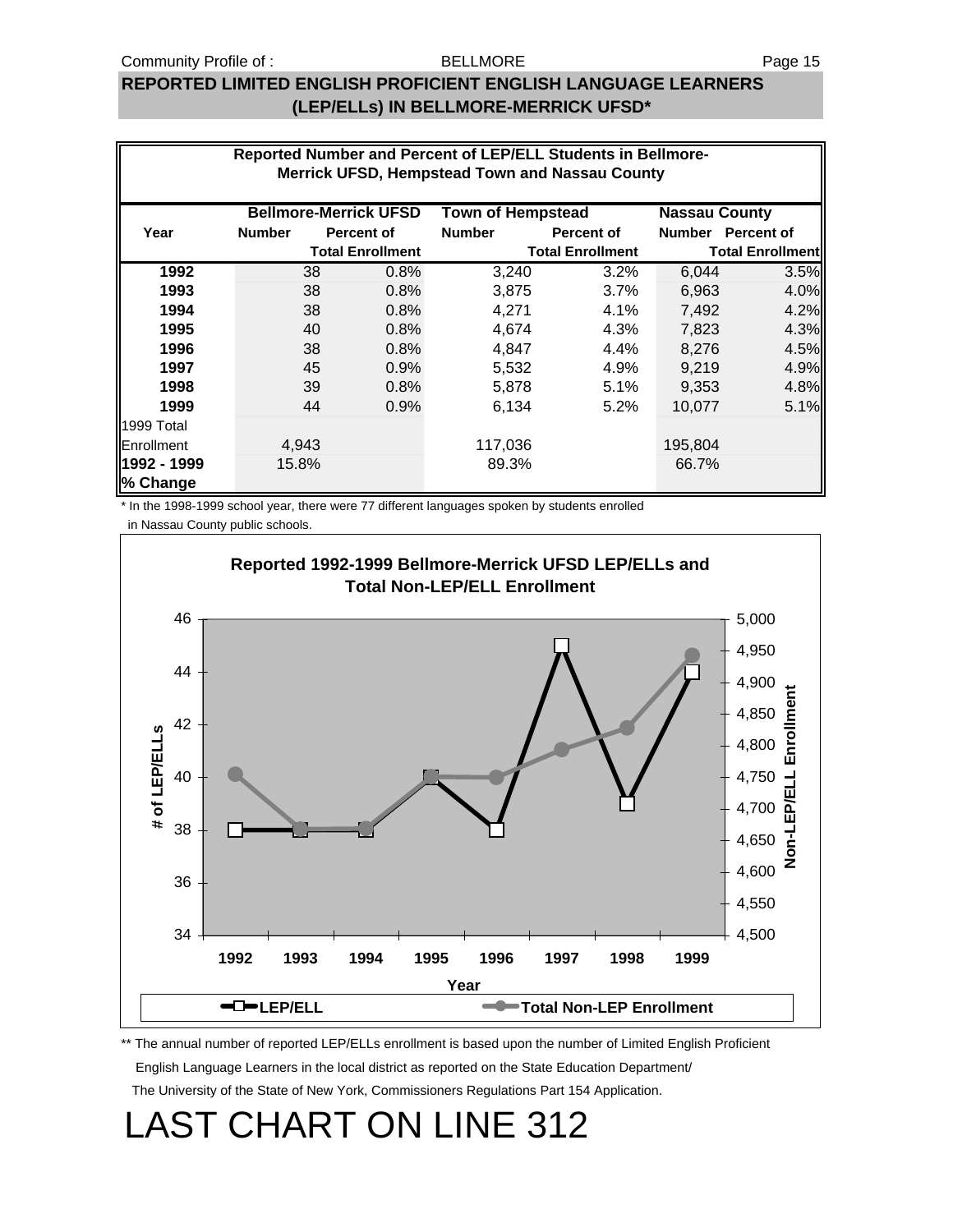## REPORTED LIMITED ENGLISH PROFICIENT ENGLISH LANGUAGE LEARNERS (LEP/ELLs) IN BELLMORE-MERRICK UFSD*

**Reported Number and Percent of LEP/ELL Students in Bellmore-Merrick UFSD, Hempstead Town and Nassau County**

| Year | Bellmore-Merrick UFSD Number | Bellmore-Merrick UFSD Percent of Total Enrollment | Town of Hempstead Number | Town of Hempstead Percent of Total Enrollment | Nassau County Number | Nassau County Percent of Total Enrollment |
|---|---|---|---|---|---|---|
| **1992** | 38 | 0.8% | 3,240 | 3.2% | 6,044 | 3.5% |
| **1993** | 38 | 0.8% | 3,875 | 3.7% | 6,963 | 4.0% |
| **1994** | 38 | 0.8% | 4,271 | 4.1% | 7,492 | 4.2% |
| **1995** | 40 | 0.8% | 4,674 | 4.3% | 7,823 | 4.3% |
| **1996** | 38 | 0.8% | 4,847 | 4.4% | 8,276 | 4.5% |
| **1997** | 45 | 0.9% | 5,532 | 4.9% | 9,219 | 4.9% |
| **1998** | 39 | 0.8% | 5,878 | 5.1% | 9,353 | 4.8% |
| **1999** | 44 | 0.9% | 6,134 | 5.2% | 10,077 | 5.1% |
| 1999 Total Enrollment | 4,943 | | 117,036 | | 195,804 | |
| **1992 - 1999 % Change** | 15.8% | | 89.3% | | 66.7% | |

\* In the 1998-1999 school year, there were 77 different languages spoken by students enrolled in Nassau County public schools.

**Reported 1992-1999 Bellmore-Merrick UFSD LEP/ELLs and Total Non-LEP/ELL Enrollment**

\*\* The annual number of reported LEP/ELLs enrollment is based upon the number of Limited English Proficient English Language Learners in the local district as reported on the State Education Department/ The University of the State of New York, Commissioners Regulations Part 154 Application.

LAST CHART ON LINE 312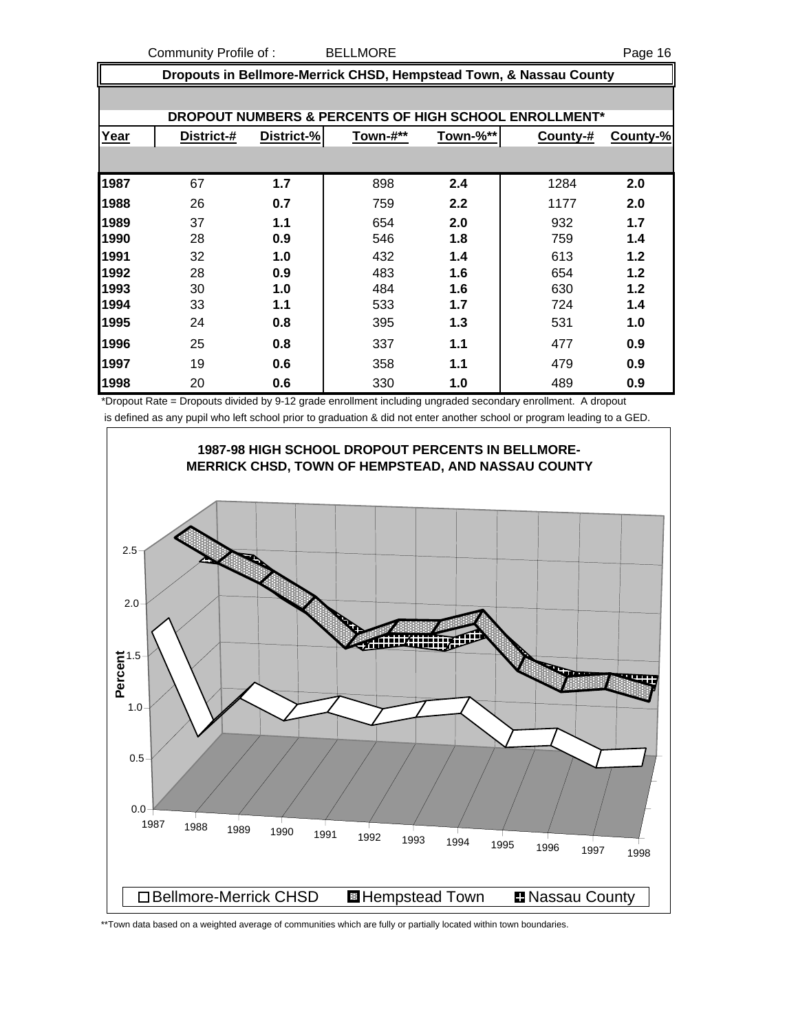Community Profile of : BELLMORE

## Dropouts in Bellmore-Merrick CHSD, Hempstead Town, & Nassau County

### DROPOUT NUMBERS & PERCENTS OF HIGH SCHOOL ENROLLMENT*

| Year | District-# | District-% | Town-#** | Town-%** | County-# | County-% |
|---|---|---|---|---|---|---|
| 1987 | 67 | **1.7** | 898 | **2.4** | 1284 | **2.0** |
| 1988 | 26 | **0.7** | 759 | **2.2** | 1177 | **2.0** |
| 1989 | 37 | **1.1** | 654 | **2.0** | 932 | **1.7** |
| 1990 | 28 | **0.9** | 546 | **1.8** | 759 | **1.4** |
| 1991 | 32 | **1.0** | 432 | **1.4** | 613 | **1.2** |
| 1992 | 28 | **0.9** | 483 | **1.6** | 654 | **1.2** |
| 1993 | 30 | **1.0** | 484 | **1.6** | 630 | **1.2** |
| 1994 | 33 | **1.1** | 533 | **1.7** | 724 | **1.4** |
| 1995 | 24 | **0.8** | 395 | **1.3** | 531 | **1.0** |
| 1996 | 25 | **0.8** | 337 | **1.1** | 477 | **0.9** |
| 1997 | 19 | **0.6** | 358 | **1.1** | 479 | **0.9** |
| 1998 | 20 | **0.6** | 330 | **1.0** | 489 | **0.9** |

*Dropout Rate = Dropouts divided by 9-12 grade enrollment including ungraded secondary enrollment. A dropout is defined as any pupil who left school prior to graduation & did not enter another school or program leading to a GED.

**1987-98 HIGH SCHOOL DROPOUT PERCENTS IN BELLMORE-MERRICK CHSD, TOWN OF HEMPSTEAD, AND NASSAU COUNTY**

Legend: Bellmore-Merrick CHSD, Hempstead Town, Nassau County

**Town data based on a weighted average of communities which are fully or partially located within town boundaries.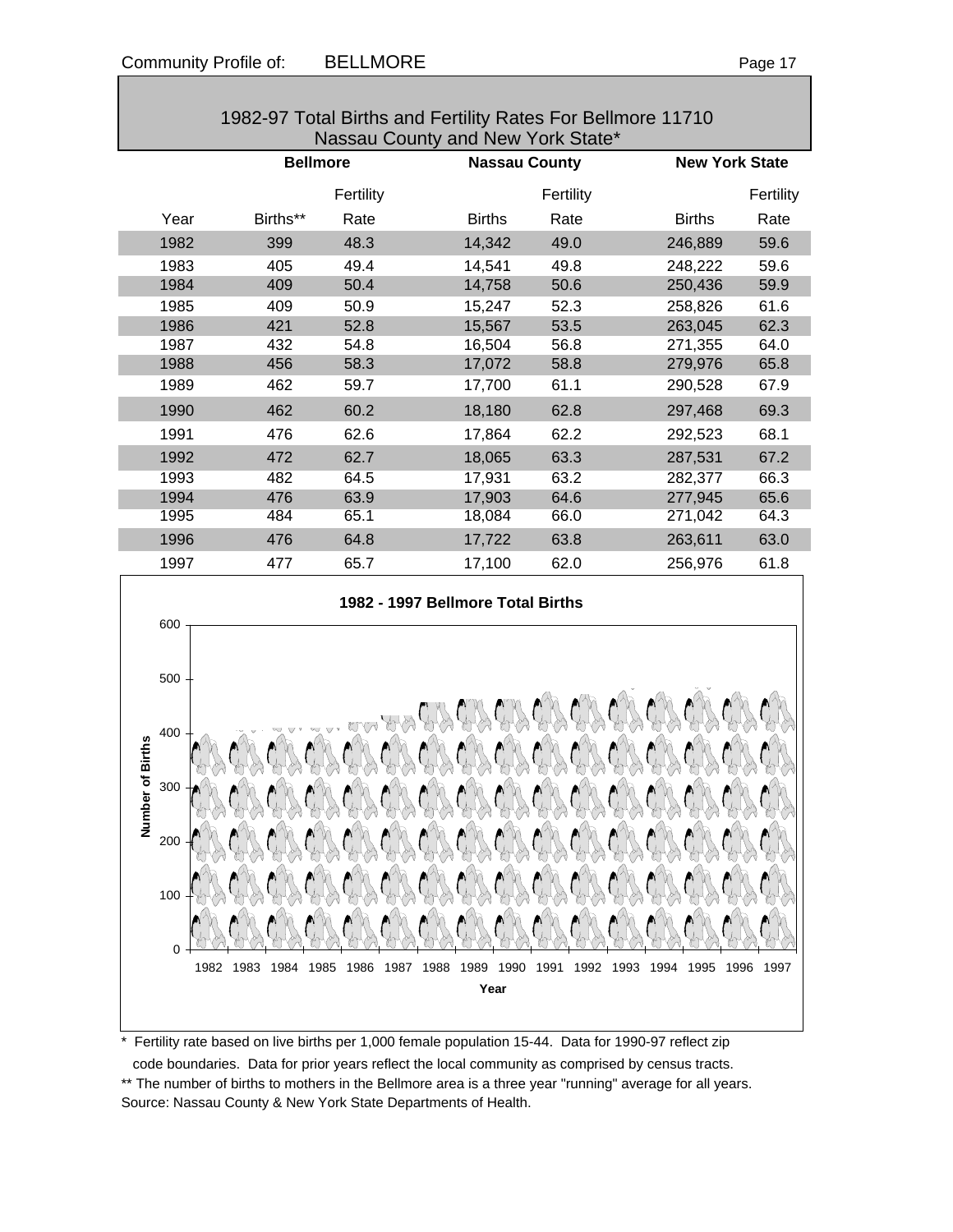## 1982-97 Total Births and Fertility Rates For Bellmore 11710 Nassau County and New York State*

| | Bellmore | | Nassau County | | New York State | |
|---|---|---|---|---|---|---|
| Year | Births** | Fertility Rate | Births | Fertility Rate | Births | Fertility Rate |
| 1982 | 399 | 48.3 | 14,342 | 49.0 | 246,889 | 59.6 |
| 1983 | 405 | 49.4 | 14,541 | 49.8 | 248,222 | 59.6 |
| 1984 | 409 | 50.4 | 14,758 | 50.6 | 250,436 | 59.9 |
| 1985 | 409 | 50.9 | 15,247 | 52.3 | 258,826 | 61.6 |
| 1986 | 421 | 52.8 | 15,567 | 53.5 | 263,045 | 62.3 |
| 1987 | 432 | 54.8 | 16,504 | 56.8 | 271,355 | 64.0 |
| 1988 | 456 | 58.3 | 17,072 | 58.8 | 279,976 | 65.8 |
| 1989 | 462 | 59.7 | 17,700 | 61.1 | 290,528 | 67.9 |
| 1990 | 462 | 60.2 | 18,180 | 62.8 | 297,468 | 69.3 |
| 1991 | 476 | 62.6 | 17,864 | 62.2 | 292,523 | 68.1 |
| 1992 | 472 | 62.7 | 18,065 | 63.3 | 287,531 | 67.2 |
| 1993 | 482 | 64.5 | 17,931 | 63.2 | 282,377 | 66.3 |
| 1994 | 476 | 63.9 | 17,903 | 64.6 | 277,945 | 65.6 |
| 1995 | 484 | 65.1 | 18,084 | 66.0 | 271,042 | 64.3 |
| 1996 | 476 | 64.8 | 17,722 | 63.8 | 263,611 | 63.0 |
| 1997 | 477 | 65.7 | 17,100 | 62.0 | 256,976 | 61.8 |

**1982 - 1997 Bellmore Total Births**

Number of Births (0–600) by Year (1982–1997)

\* Fertility rate based on live births per 1,000 female population 15-44. Data for 1990-97 reflect zip code boundaries. Data for prior years reflect the local community as comprised by census tracts.

** The number of births to mothers in the Bellmore area is a three year "running" average for all years.

Source: Nassau County & New York State Departments of Health.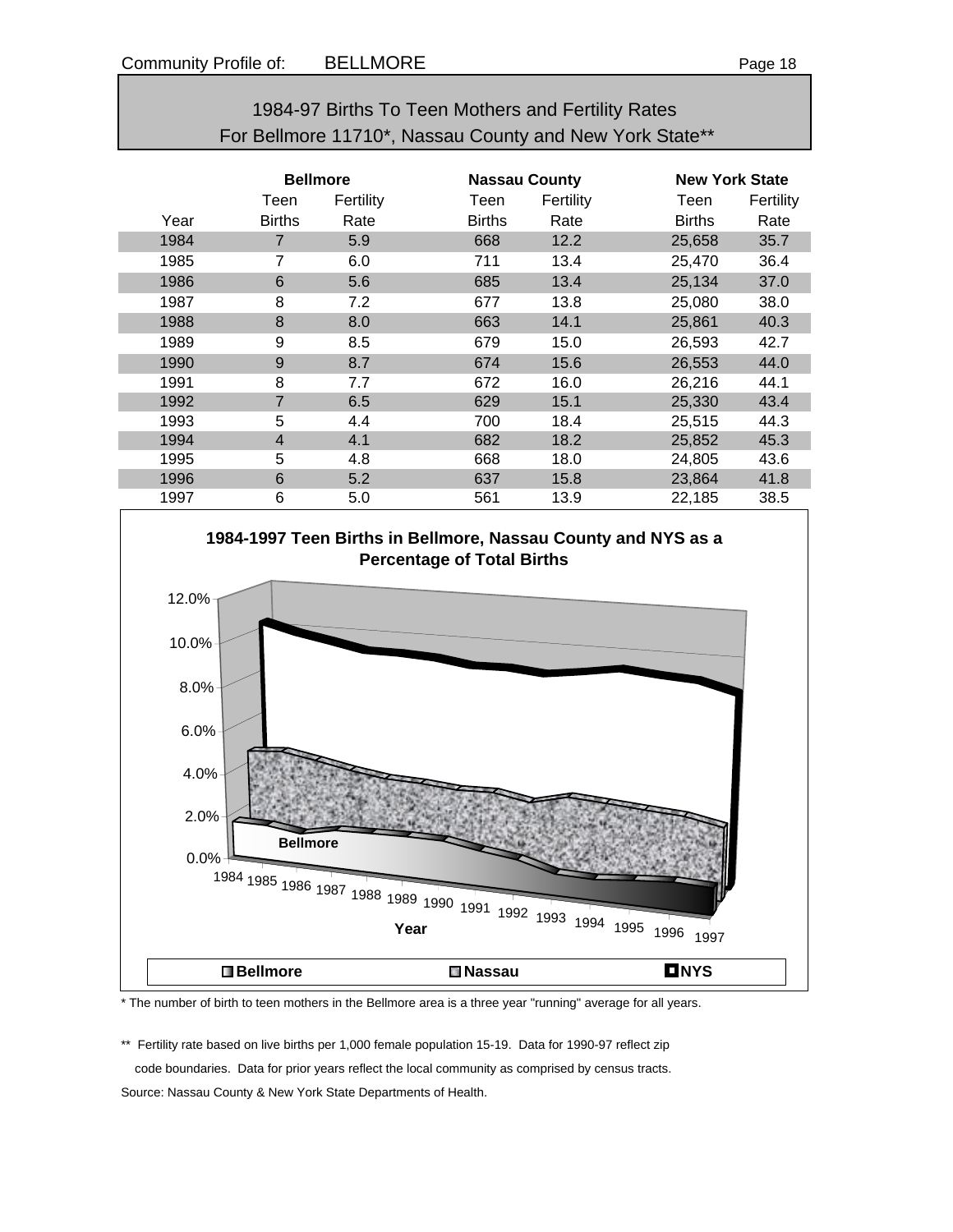## 1984-97 Births To Teen Mothers and Fertility Rates For Bellmore 11710*, Nassau County and New York State**

| | Bellmore | | Nassau County | | New York State | |
|---|---|---|---|---|---|---|
| Year | Teen Births | Fertility Rate | Teen Births | Fertility Rate | Teen Births | Fertility Rate |
| 1984 | 7 | 5.9 | 668 | 12.2 | 25,658 | 35.7 |
| 1985 | 7 | 6.0 | 711 | 13.4 | 25,470 | 36.4 |
| 1986 | 6 | 5.6 | 685 | 13.4 | 25,134 | 37.0 |
| 1987 | 8 | 7.2 | 677 | 13.8 | 25,080 | 38.0 |
| 1988 | 8 | 8.0 | 663 | 14.1 | 25,861 | 40.3 |
| 1989 | 9 | 8.5 | 679 | 15.0 | 26,593 | 42.7 |
| 1990 | 9 | 8.7 | 674 | 15.6 | 26,553 | 44.0 |
| 1991 | 8 | 7.7 | 672 | 16.0 | 26,216 | 44.1 |
| 1992 | 7 | 6.5 | 629 | 15.1 | 25,330 | 43.4 |
| 1993 | 5 | 4.4 | 700 | 18.4 | 25,515 | 44.3 |
| 1994 | 4 | 4.1 | 682 | 18.2 | 25,852 | 45.3 |
| 1995 | 5 | 4.8 | 668 | 18.0 | 24,805 | 43.6 |
| 1996 | 6 | 5.2 | 637 | 15.8 | 23,864 | 41.8 |
| 1997 | 6 | 5.0 | 561 | 13.9 | 22,185 | 38.5 |

**1984-1997 Teen Births in Bellmore, Nassau County and NYS as a Percentage of Total Births**

\* The number of birth to teen mothers in the Bellmore area is a three year "running" average for all years.

\*\* Fertility rate based on live births per 1,000 female population 15-19. Data for 1990-97 reflect zip code boundaries. Data for prior years reflect the local community as comprised by census tracts.

Source: Nassau County & New York State Departments of Health.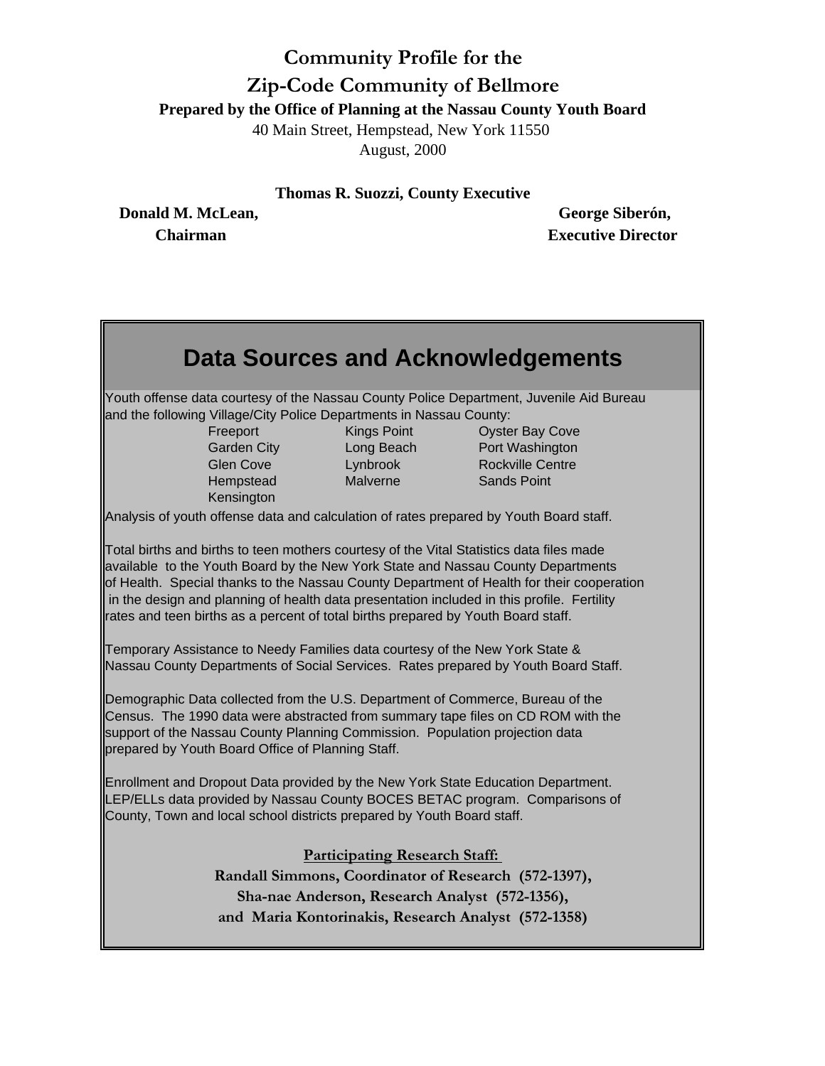# Community Profile for the Zip-Code Community of Bellmore

**Prepared by the Office of Planning at the Nassau County Youth Board**

40 Main Street, Hempstead, New York 11550

August, 2000

**Thomas R. Suozzi, County Executive**

**Donald M. McLean, Chairman**

**George Siberón, Executive Director**

## Data Sources and Acknowledgements

Youth offense data courtesy of the Nassau County Police Department, Juvenile Aid Bureau and the following Village/City Police Departments in Nassau County:

| | | |
|---|---|---|
| Freeport | Kings Point | Oyster Bay Cove |
| Garden City | Long Beach | Port Washington |
| Glen Cove | Lynbrook | Rockville Centre |
| Hempstead | Malverne | Sands Point |
| Kensington | | |

Analysis of youth offense data and calculation of rates prepared by Youth Board staff.

Total births and births to teen mothers courtesy of the Vital Statistics data files made available to the Youth Board by the New York State and Nassau County Departments of Health. Special thanks to the Nassau County Department of Health for their cooperation in the design and planning of health data presentation included in this profile. Fertility rates and teen births as a percent of total births prepared by Youth Board staff.

Temporary Assistance to Needy Families data courtesy of the New York State & Nassau County Departments of Social Services. Rates prepared by Youth Board Staff.

Demographic Data collected from the U.S. Department of Commerce, Bureau of the Census. The 1990 data were abstracted from summary tape files on CD ROM with the support of the Nassau County Planning Commission. Population projection data prepared by Youth Board Office of Planning Staff.

Enrollment and Dropout Data provided by the New York State Education Department. LEP/ELLs data provided by Nassau County BOCES BETAC program. Comparisons of County, Town and local school districts prepared by Youth Board staff.

**Participating Research Staff:**

**Randall Simmons, Coordinator of Research (572-1397),**
**Sha-nae Anderson, Research Analyst (572-1356),**
**and Maria Kontorinakis, Research Analyst (572-1358)**